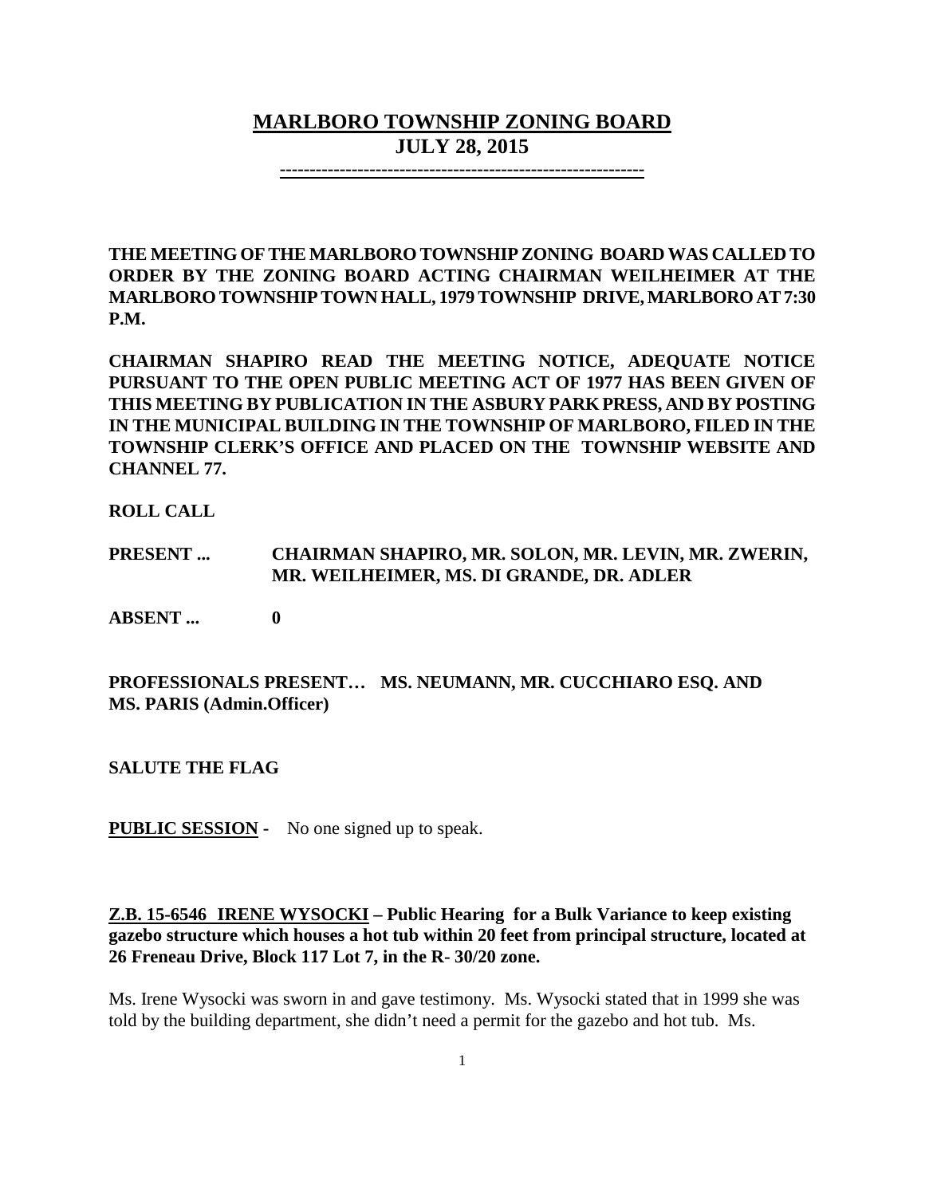# MARLBORO TOWNSHIP ZONING BOARD

## JULY 28, 2015

---

**THE MEETING OF THE MARLBORO TOWNSHIP ZONING BOARD WAS CALLED TO ORDER BY THE ZONING BOARD ACTING CHAIRMAN WEILHEIMER AT THE MARLBORO TOWNSHIP TOWN HALL, 1979 TOWNSHIP DRIVE, MARLBORO AT 7:30 P.M.**

**CHAIRMAN SHAPIRO READ THE MEETING NOTICE, ADEQUATE NOTICE PURSUANT TO THE OPEN PUBLIC MEETING ACT OF 1977 HAS BEEN GIVEN OF THIS MEETING BY PUBLICATION IN THE ASBURY PARK PRESS, AND BY POSTING IN THE MUNICIPAL BUILDING IN THE TOWNSHIP OF MARLBORO, FILED IN THE TOWNSHIP CLERK'S OFFICE AND PLACED ON THE TOWNSHIP WEBSITE AND CHANNEL 77.**

**ROLL CALL**

**PRESENT ...** **CHAIRMAN SHAPIRO, MR. SOLON, MR. LEVIN, MR. ZWERIN, MR. WEILHEIMER, MS. DI GRANDE, DR. ADLER**

**ABSENT ...** **0**

**PROFESSIONALS PRESENT… MS. NEUMANN, MR. CUCCHIARO ESQ. AND MS. PARIS (Admin.Officer)**

**SALUTE THE FLAG**

**PUBLIC SESSION -** No one signed up to speak.

**Z.B. 15-6546 IRENE WYSOCKI – Public Hearing for a Bulk Variance to keep existing gazebo structure which houses a hot tub within 20 feet from principal structure, located at 26 Freneau Drive, Block 117 Lot 7, in the R- 30/20 zone.**

Ms. Irene Wysocki was sworn in and gave testimony. Ms. Wysocki stated that in 1999 she was told by the building department, she didn't need a permit for the gazebo and hot tub. Ms.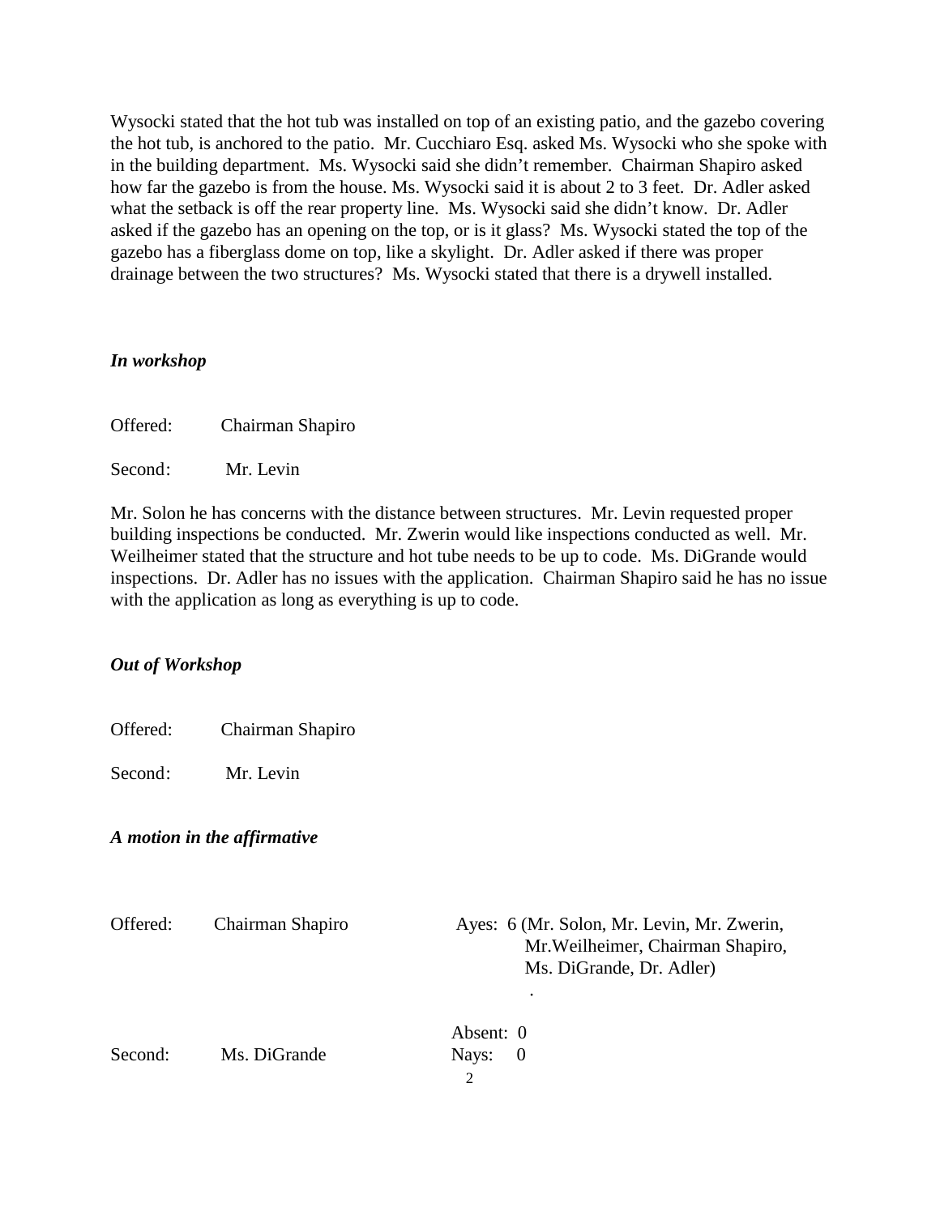Wysocki stated that the hot tub was installed on top of an existing patio, and the gazebo covering the hot tub, is anchored to the patio. Mr. Cucchiaro Esq. asked Ms. Wysocki who she spoke with in the building department. Ms. Wysocki said she didn't remember. Chairman Shapiro asked how far the gazebo is from the house. Ms. Wysocki said it is about 2 to 3 feet. Dr. Adler asked what the setback is off the rear property line. Ms. Wysocki said she didn't know. Dr. Adler asked if the gazebo has an opening on the top, or is it glass? Ms. Wysocki stated the top of the gazebo has a fiberglass dome on top, like a skylight. Dr. Adler asked if there was proper drainage between the two structures? Ms. Wysocki stated that there is a drywell installed.

***In workshop***

Offered: Chairman Shapiro

Second: Mr. Levin

Mr. Solon he has concerns with the distance between structures. Mr. Levin requested proper building inspections be conducted. Mr. Zwerin would like inspections conducted as well. Mr. Weilheimer stated that the structure and hot tube needs to be up to code. Ms. DiGrande would inspections. Dr. Adler has no issues with the application. Chairman Shapiro said he has no issue with the application as long as everything is up to code.

***Out of Workshop***

Offered: Chairman Shapiro

Second: Mr. Levin

***A motion in the affirmative***

Offered: Chairman Shapiro

Ayes: 6 (Mr. Solon, Mr. Levin, Mr. Zwerin, Mr.Weilheimer, Chairman Shapiro, Ms. DiGrande, Dr. Adler)
.

Absent: 0

Second: Ms. DiGrande

Nays: 0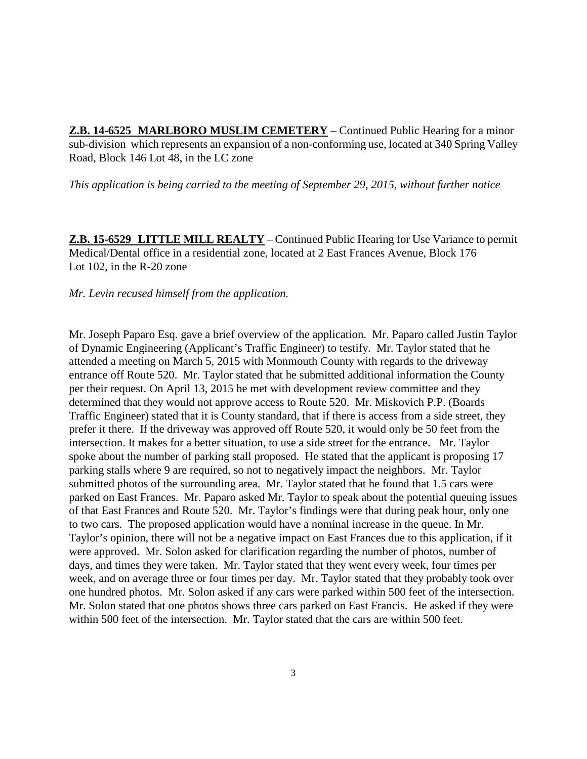**<u>Z.B. 14-6525 MARLBORO MUSLIM CEMETERY</u>** – Continued Public Hearing for a minor sub-division which represents an expansion of a non-conforming use, located at 340 Spring Valley Road, Block 146 Lot 48, in the LC zone

*This application is being carried to the meeting of September 29, 2015, without further notice*

**<u>Z.B. 15-6529 LITTLE MILL REALTY</u>** – Continued Public Hearing for Use Variance to permit Medical/Dental office in a residential zone, located at 2 East Frances Avenue, Block 176 Lot 102, in the R-20 zone

*Mr. Levin recused himself from the application.*

Mr. Joseph Paparo Esq. gave a brief overview of the application. Mr. Paparo called Justin Taylor of Dynamic Engineering (Applicant's Traffic Engineer) to testify. Mr. Taylor stated that he attended a meeting on March 5, 2015 with Monmouth County with regards to the driveway entrance off Route 520. Mr. Taylor stated that he submitted additional information the County per their request. On April 13, 2015 he met with development review committee and they determined that they would not approve access to Route 520. Mr. Miskovich P.P. (Boards Traffic Engineer) stated that it is County standard, that if there is access from a side street, they prefer it there. If the driveway was approved off Route 520, it would only be 50 feet from the intersection. It makes for a better situation, to use a side street for the entrance. Mr. Taylor spoke about the number of parking stall proposed. He stated that the applicant is proposing 17 parking stalls where 9 are required, so not to negatively impact the neighbors. Mr. Taylor submitted photos of the surrounding area. Mr. Taylor stated that he found that 1.5 cars were parked on East Frances. Mr. Paparo asked Mr. Taylor to speak about the potential queuing issues of that East Frances and Route 520. Mr. Taylor's findings were that during peak hour, only one to two cars. The proposed application would have a nominal increase in the queue. In Mr. Taylor's opinion, there will not be a negative impact on East Frances due to this application, if it were approved. Mr. Solon asked for clarification regarding the number of photos, number of days, and times they were taken. Mr. Taylor stated that they went every week, four times per week, and on average three or four times per day. Mr. Taylor stated that they probably took over one hundred photos. Mr. Solon asked if any cars were parked within 500 feet of the intersection. Mr. Solon stated that one photos shows three cars parked on East Francis. He asked if they were within 500 feet of the intersection. Mr. Taylor stated that the cars are within 500 feet.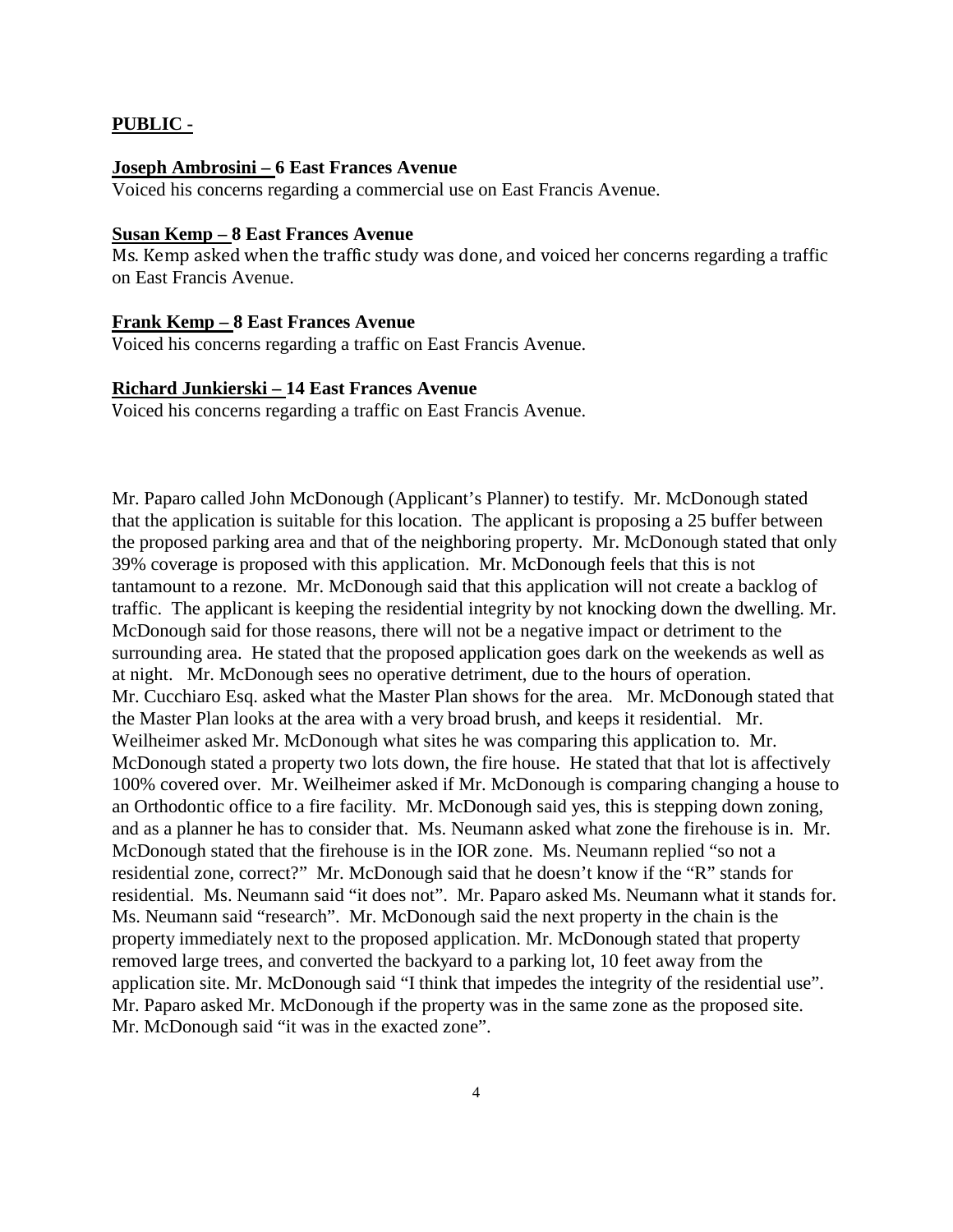**PUBLIC -**

**Joseph Ambrosini – 6 East Frances Avenue**
Voiced his concerns regarding a commercial use on East Francis Avenue.

**Susan Kemp – 8 East Frances Avenue**
Ms. Kemp asked when the traffic study was done, and voiced her concerns regarding a traffic on East Francis Avenue.

**Frank Kemp – 8 East Frances Avenue**
Voiced his concerns regarding a traffic on East Francis Avenue.

**Richard Junkierski – 14 East Frances Avenue**
Voiced his concerns regarding a traffic on East Francis Avenue.

Mr. Paparo called John McDonough (Applicant's Planner) to testify. Mr. McDonough stated that the application is suitable for this location. The applicant is proposing a 25 buffer between the proposed parking area and that of the neighboring property. Mr. McDonough stated that only 39% coverage is proposed with this application. Mr. McDonough feels that this is not tantamount to a rezone. Mr. McDonough said that this application will not create a backlog of traffic. The applicant is keeping the residential integrity by not knocking down the dwelling. Mr. McDonough said for those reasons, there will not be a negative impact or detriment to the surrounding area. He stated that the proposed application goes dark on the weekends as well as at night. Mr. McDonough sees no operative detriment, due to the hours of operation. Mr. Cucchiaro Esq. asked what the Master Plan shows for the area. Mr. McDonough stated that the Master Plan looks at the area with a very broad brush, and keeps it residential. Mr. Weilheimer asked Mr. McDonough what sites he was comparing this application to. Mr. McDonough stated a property two lots down, the fire house. He stated that that lot is affectively 100% covered over. Mr. Weilheimer asked if Mr. McDonough is comparing changing a house to an Orthodontic office to a fire facility. Mr. McDonough said yes, this is stepping down zoning, and as a planner he has to consider that. Ms. Neumann asked what zone the firehouse is in. Mr. McDonough stated that the firehouse is in the IOR zone. Ms. Neumann replied "so not a residential zone, correct?" Mr. McDonough said that he doesn't know if the "R" stands for residential. Ms. Neumann said "it does not". Mr. Paparo asked Ms. Neumann what it stands for. Ms. Neumann said "research". Mr. McDonough said the next property in the chain is the property immediately next to the proposed application. Mr. McDonough stated that property removed large trees, and converted the backyard to a parking lot, 10 feet away from the application site. Mr. McDonough said "I think that impedes the integrity of the residential use". Mr. Paparo asked Mr. McDonough if the property was in the same zone as the proposed site. Mr. McDonough said "it was in the exacted zone".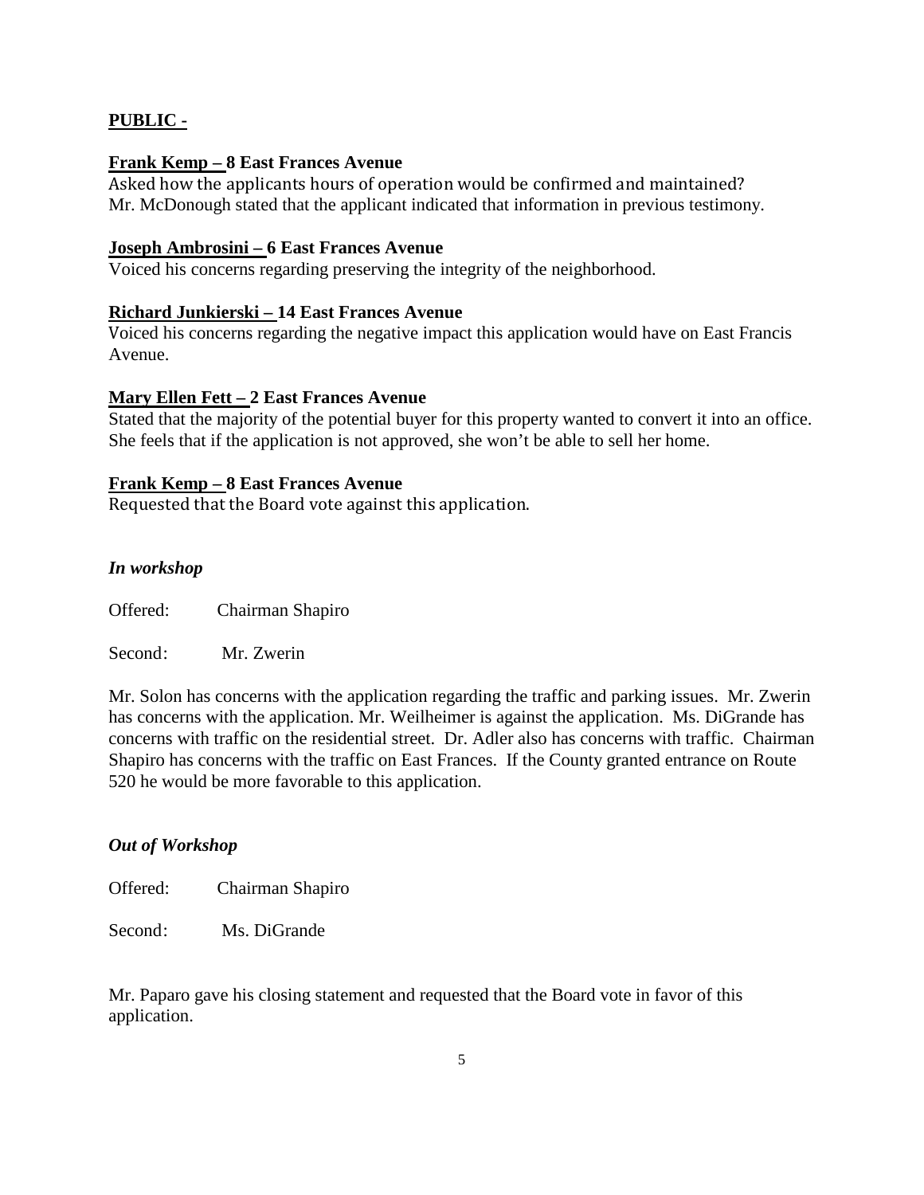**PUBLIC -**

**Frank Kemp – 8 East Frances Avenue**
Asked how the applicants hours of operation would be confirmed and maintained?
Mr. McDonough stated that the applicant indicated that information in previous testimony.

**Joseph Ambrosini – 6 East Frances Avenue**
Voiced his concerns regarding preserving the integrity of the neighborhood.

**Richard Junkierski – 14 East Frances Avenue**
Voiced his concerns regarding the negative impact this application would have on East Francis Avenue.

**Mary Ellen Fett – 2 East Frances Avenue**
Stated that the majority of the potential buyer for this property wanted to convert it into an office. She feels that if the application is not approved, she won't be able to sell her home.

**Frank Kemp – 8 East Frances Avenue**
Requested that the Board vote against this application.

***In workshop***

Offered: Chairman Shapiro

Second: Mr. Zwerin

Mr. Solon has concerns with the application regarding the traffic and parking issues. Mr. Zwerin has concerns with the application. Mr. Weilheimer is against the application. Ms. DiGrande has concerns with traffic on the residential street. Dr. Adler also has concerns with traffic. Chairman Shapiro has concerns with the traffic on East Frances. If the County granted entrance on Route 520 he would be more favorable to this application.

***Out of Workshop***

Offered: Chairman Shapiro

Second: Ms. DiGrande

Mr. Paparo gave his closing statement and requested that the Board vote in favor of this application.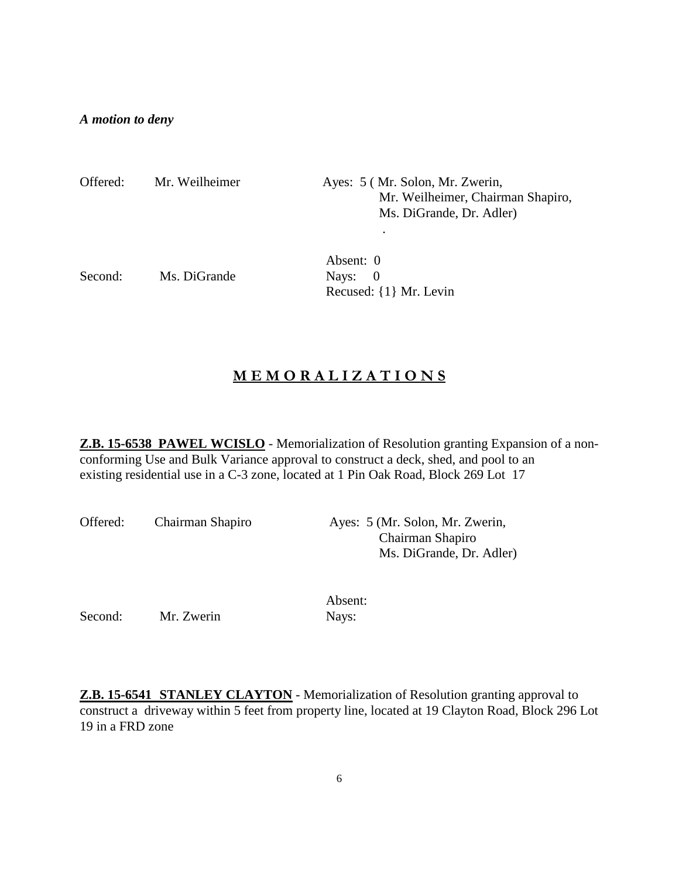***A motion to deny***

Offered: Mr. Weilheimer

Second: Ms. DiGrande

Ayes: 5 ( Mr. Solon, Mr. Zwerin, Mr. Weilheimer, Chairman Shapiro, Ms. DiGrande, Dr. Adler)

.

Absent: 0
Nays: 0
Recused: {1} Mr. Levin

## M E M O R A L I Z A T I O N S

**Z.B. 15-6538 PAWEL WCISLO** - Memorialization of Resolution granting Expansion of a non-conforming Use and Bulk Variance approval to construct a deck, shed, and pool to an existing residential use in a C-3 zone, located at 1 Pin Oak Road, Block 269 Lot 17

Offered: Chairman Shapiro

Second: Mr. Zwerin

Ayes: 5 (Mr. Solon, Mr. Zwerin, Chairman Shapiro Ms. DiGrande, Dr. Adler)

Absent:
Nays:

**Z.B. 15-6541 STANLEY CLAYTON** - Memorialization of Resolution granting approval to construct a driveway within 5 feet from property line, located at 19 Clayton Road, Block 296 Lot 19 in a FRD zone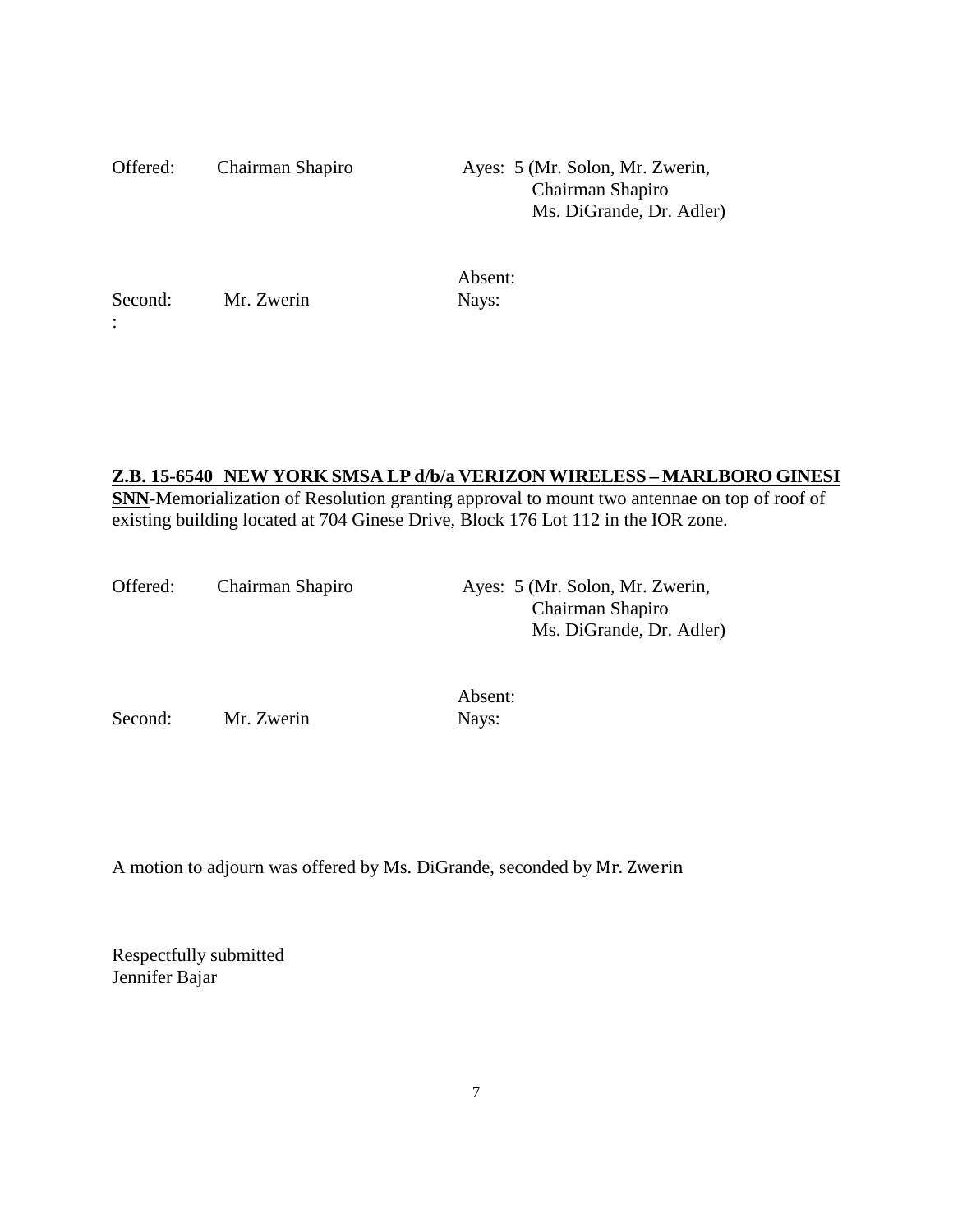Offered: Chairman Shapiro

Ayes: 5 (Mr. Solon, Mr. Zwerin, Chairman Shapiro Ms. DiGrande, Dr. Adler)

Absent:

Second: Mr. Zwerin

Nays:

:

**Z.B. 15-6540 NEW YORK SMSA LP d/b/a VERIZON WIRELESS – MARLBORO GINESI SNN**-Memorialization of Resolution granting approval to mount two antennae on top of roof of existing building located at 704 Ginese Drive, Block 176 Lot 112 in the IOR zone.

Offered: Chairman Shapiro

Ayes: 5 (Mr. Solon, Mr. Zwerin, Chairman Shapiro Ms. DiGrande, Dr. Adler)

Absent:

Second: Mr. Zwerin

Nays:

A motion to adjourn was offered by Ms. DiGrande, seconded by Mr. Zwerin

Respectfully submitted
Jennifer Bajar